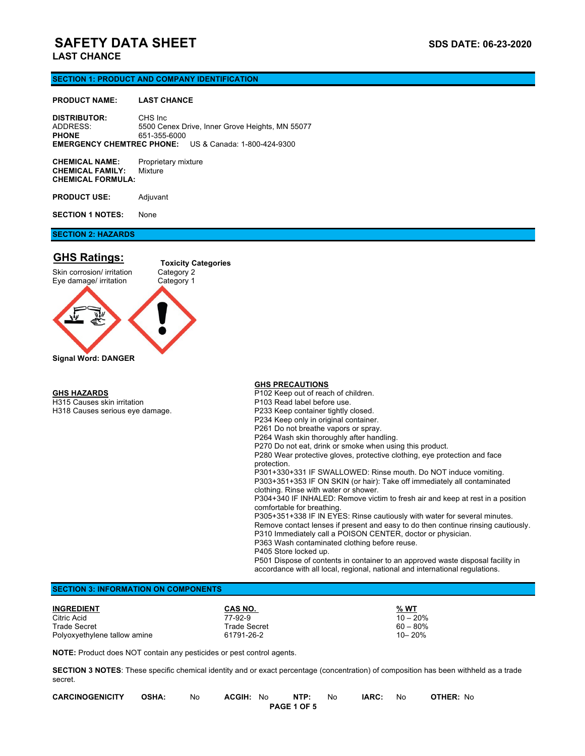# SAFETY DATA SHEET

**SDS DATE: 06-23-2020**

## LAST CHANCE

## SECTION 1: PRODUCT AND COMPANY IDENTIFICATION

**PRODUCT NAME:** **LAST CHANCE**

**DISTRIBUTOR:** CHS Inc
ADDRESS: 5500 Cenex Drive, Inner Grove Heights, MN 55077
**PHONE** 651-355-6000
**EMERGENCY CHEMTREC PHONE:** US & Canada: 1-800-424-9300

**CHEMICAL NAME:** Proprietary mixture
**CHEMICAL FAMILY:** Mixture
**CHEMICAL FORMULA:**

**PRODUCT USE:** Adjuvant

**SECTION 1 NOTES:** None

## SECTION 2: HAZARDS

### GHS Ratings:

| | Toxicity Categories |
|---|---|
| Skin corrosion/ irritation | Category 2 |
| Eye damage/ irritation | Category 1 |

**Signal Word: DANGER**

**GHS HAZARDS**

H315 Causes skin irritation
H318 Causes serious eye damage.

**GHS PRECAUTIONS**

P102 Keep out of reach of children.
P103 Read label before use.
P233 Keep container tightly closed.
P234 Keep only in original container.
P261 Do not breathe vapors or spray.
P264 Wash skin thoroughly after handling.
P270 Do not eat, drink or smoke when using this product.
P280 Wear protective gloves, protective clothing, eye protection and face protection.
P301+330+331 IF SWALLOWED: Rinse mouth. Do NOT induce vomiting.
P303+351+353 IF ON SKIN (or hair): Take off immediately all contaminated clothing. Rinse with water or shower.
P304+340 IF INHALED: Remove victim to fresh air and keep at rest in a position comfortable for breathing.
P305+351+338 IF IN EYES: Rinse cautiously with water for several minutes. Remove contact lenses if present and easy to do then continue rinsing cautiously.
P310 Immediately call a POISON CENTER, doctor or physician.
P363 Wash contaminated clothing before reuse.
P405 Store locked up.
P501 Dispose of contents in container to an approved waste disposal facility in accordance with all local, regional, national and international regulations.

## SECTION 3: INFORMATION ON COMPONENTS

| INGREDIENT | CAS NO. | % WT |
|---|---|---|
| Citric Acid | 77-92-9 | 10 – 20% |
| Trade Secret | Trade Secret | 60 – 80% |
| Polyoxyethylene tallow amine | 61791-26-2 | 10– 20% |

**NOTE:** Product does NOT contain any pesticides or pest control agents.

**SECTION 3 NOTES**: These specific chemical identity and or exact percentage (concentration) of composition has been withheld as a trade secret.

| CARCINOGENICITY | OSHA: | No | ACGIH: | No | NTP: | No | IARC: | No | OTHER: | No |
|---|---|---|---|---|---|---|---|---|---|---|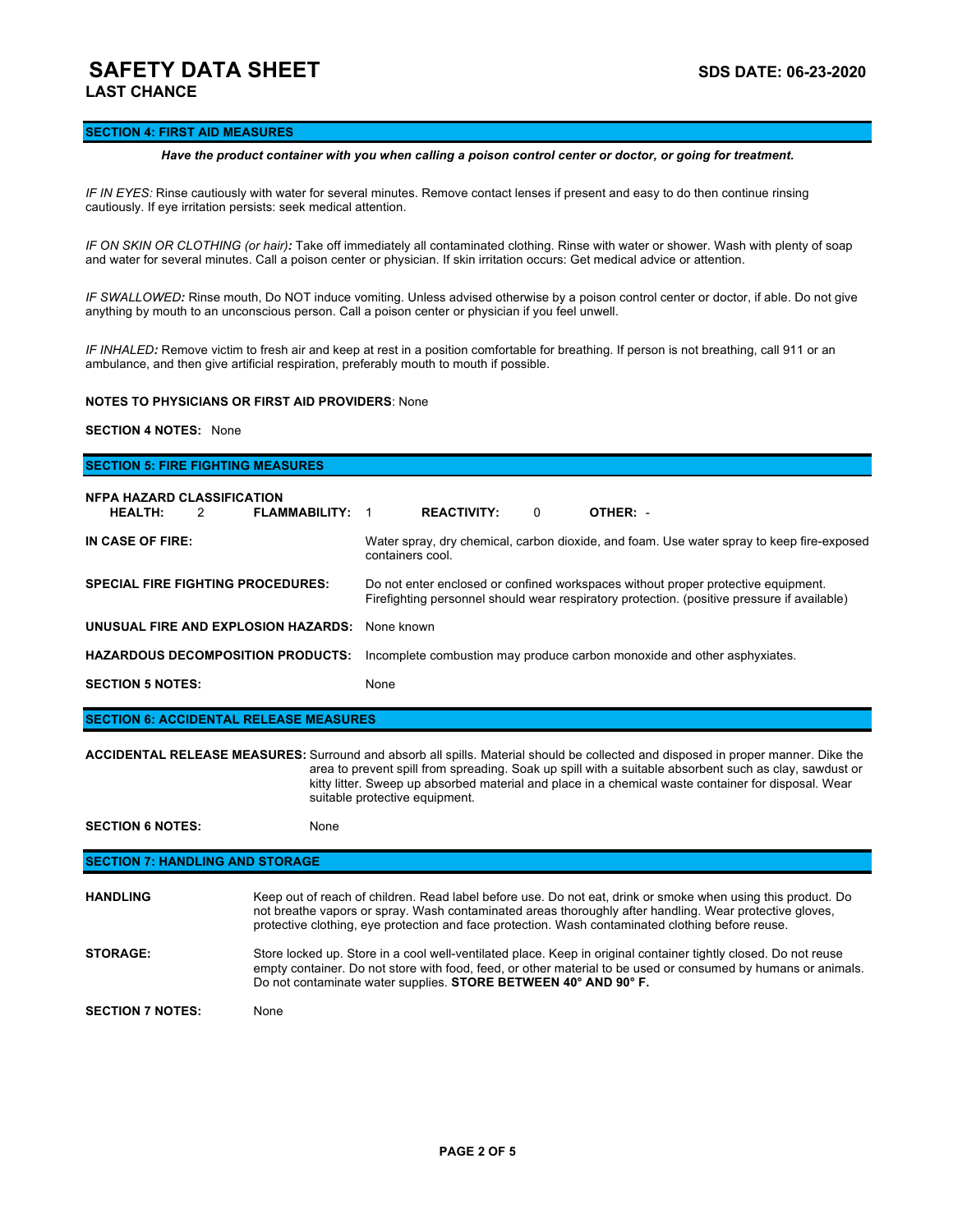# SAFETY DATA SHEET

**SDS DATE: 06-23-2020**

**LAST CHANCE**

## SECTION 4: FIRST AID MEASURES

***Have the product container with you when calling a poison control center or doctor, or going for treatment.***

*IF IN EYES:* Rinse cautiously with water for several minutes. Remove contact lenses if present and easy to do then continue rinsing cautiously. If eye irritation persists: seek medical attention.

*IF ON SKIN OR CLOTHING (or hair):* Take off immediately all contaminated clothing. Rinse with water or shower. Wash with plenty of soap and water for several minutes. Call a poison center or physician. If skin irritation occurs: Get medical advice or attention.

*IF SWALLOWED:* Rinse mouth, Do NOT induce vomiting. Unless advised otherwise by a poison control center or doctor, if able. Do not give anything by mouth to an unconscious person. Call a poison center or physician if you feel unwell.

*IF INHALED:* Remove victim to fresh air and keep at rest in a position comfortable for breathing. If person is not breathing, call 911 or an ambulance, and then give artificial respiration, preferably mouth to mouth if possible.

**NOTES TO PHYSICIANS OR FIRST AID PROVIDERS**: None

**SECTION 4 NOTES:** None

## SECTION 5: FIRE FIGHTING MEASURES

**NFPA HAZARD CLASSIFICATION**

**HEALTH:** 2 **FLAMMABILITY:** 1 **REACTIVITY:** 0 **OTHER:** -

**IN CASE OF FIRE:** Water spray, dry chemical, carbon dioxide, and foam. Use water spray to keep fire-exposed containers cool.

**SPECIAL FIRE FIGHTING PROCEDURES:** Do not enter enclosed or confined workspaces without proper protective equipment. Firefighting personnel should wear respiratory protection. (positive pressure if available)

**UNUSUAL FIRE AND EXPLOSION HAZARDS:** None known

**HAZARDOUS DECOMPOSITION PRODUCTS:** Incomplete combustion may produce carbon monoxide and other asphyxiates.

**SECTION 5 NOTES:** None

## SECTION 6: ACCIDENTAL RELEASE MEASURES

**ACCIDENTAL RELEASE MEASURES:** Surround and absorb all spills. Material should be collected and disposed in proper manner. Dike the area to prevent spill from spreading. Soak up spill with a suitable absorbent such as clay, sawdust or kitty litter. Sweep up absorbed material and place in a chemical waste container for disposal. Wear suitable protective equipment.

**SECTION 6 NOTES:** None

## SECTION 7: HANDLING AND STORAGE

**HANDLING** Keep out of reach of children. Read label before use. Do not eat, drink or smoke when using this product. Do not breathe vapors or spray. Wash contaminated areas thoroughly after handling. Wear protective gloves, protective clothing, eye protection and face protection. Wash contaminated clothing before reuse.

**STORAGE:** Store locked up. Store in a cool well-ventilated place. Keep in original container tightly closed. Do not reuse empty container. Do not store with food, feed, or other material to be used or consumed by humans or animals. Do not contaminate water supplies. **STORE BETWEEN 40° AND 90° F.**

**SECTION 7 NOTES:** None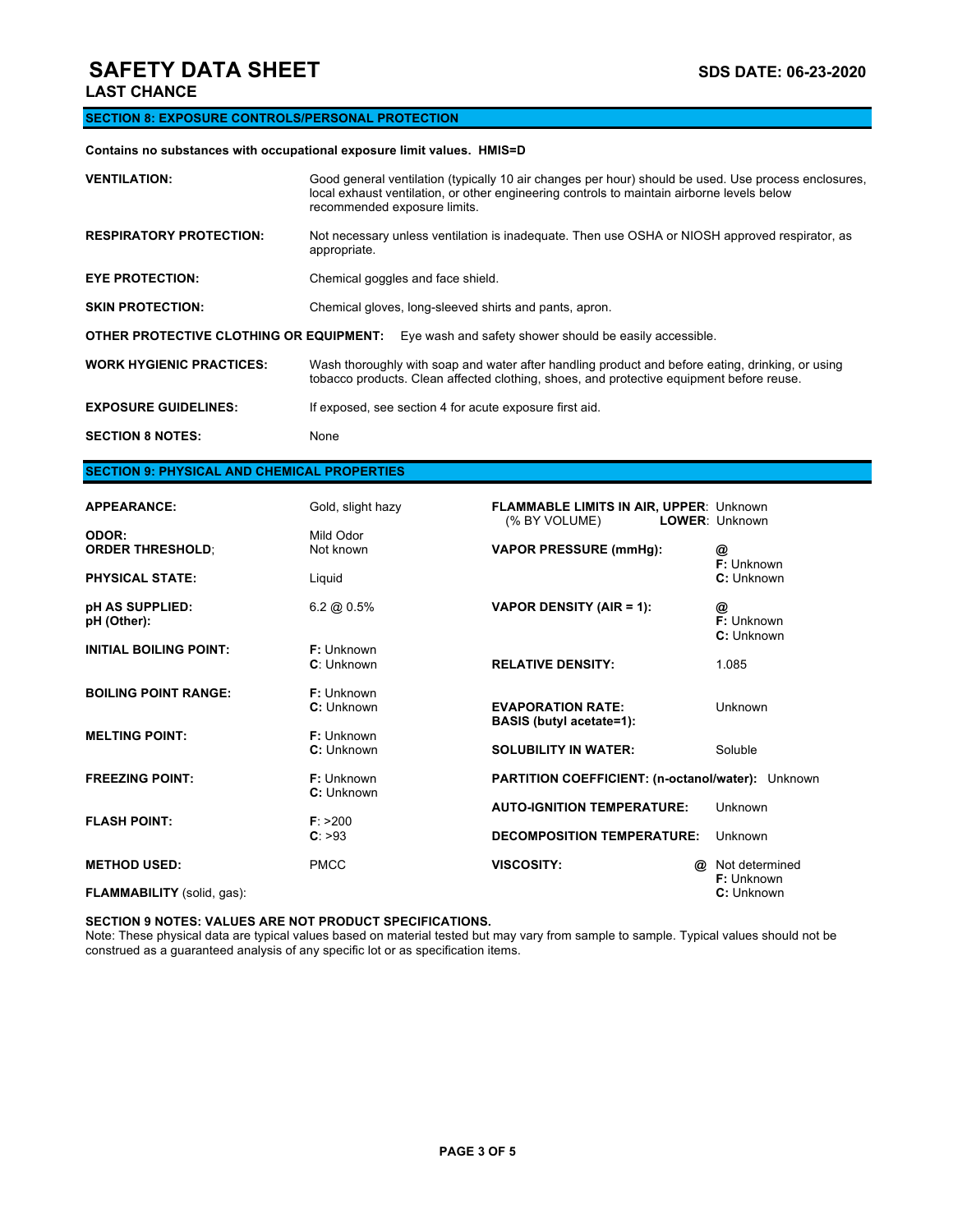# SAFETY DATA SHEET

**LAST CHANCE**

**SDS DATE: 06-23-2020**

## SECTION 8: EXPOSURE CONTROLS/PERSONAL PROTECTION

**Contains no substances with occupational exposure limit values. HMIS=D**

**VENTILATION:** Good general ventilation (typically 10 air changes per hour) should be used. Use process enclosures, local exhaust ventilation, or other engineering controls to maintain airborne levels below recommended exposure limits.

**RESPIRATORY PROTECTION:** Not necessary unless ventilation is inadequate. Then use OSHA or NIOSH approved respirator, as appropriate.

**EYE PROTECTION:** Chemical goggles and face shield.

**SKIN PROTECTION:** Chemical gloves, long-sleeved shirts and pants, apron.

**OTHER PROTECTIVE CLOTHING OR EQUIPMENT:** Eye wash and safety shower should be easily accessible.

**WORK HYGIENIC PRACTICES:** Wash thoroughly with soap and water after handling product and before eating, drinking, or using tobacco products. Clean affected clothing, shoes, and protective equipment before reuse.

**EXPOSURE GUIDELINES:** If exposed, see section 4 for acute exposure first aid.

**SECTION 8 NOTES:** None

## SECTION 9: PHYSICAL AND CHEMICAL PROPERTIES

**APPEARANCE:** Gold, slight hazy

**ODOR:** Mild Odor

**ORDER THRESHOLD**; Not known

**PHYSICAL STATE:** Liquid

**pH AS SUPPLIED:** 6.2 @ 0.5%

**pH (Other):**

**INITIAL BOILING POINT:** **F:** Unknown **C**: Unknown

**BOILING POINT RANGE:** **F:** Unknown **C:** Unknown

**MELTING POINT:** **F:** Unknown **C:** Unknown

**FREEZING POINT:** **F:** Unknown **C:** Unknown

**FLASH POINT:** **F**: >200 **C**: >93

**METHOD USED:** PMCC

**FLAMMABILITY** (solid, gas):

**FLAMMABLE LIMITS IN AIR, UPPER**: Unknown
(% BY VOLUME) **LOWER**: Unknown

**VAPOR PRESSURE (mmHg):** @ **F:** Unknown **C:** Unknown

**VAPOR DENSITY (AIR = 1):** @ **F:** Unknown **C:** Unknown

**RELATIVE DENSITY:** 1.085

**EVAPORATION RATE:** Unknown
**BASIS (butyl acetate=1):**

**SOLUBILITY IN WATER:** Soluble

**PARTITION COEFFICIENT: (n-octanol/water):** Unknown

**AUTO-IGNITION TEMPERATURE:** Unknown

**DECOMPOSITION TEMPERATURE:** Unknown

**VISCOSITY:** @ Not determined **F:** Unknown **C:** Unknown

**SECTION 9 NOTES: VALUES ARE NOT PRODUCT SPECIFICATIONS.**
Note: These physical data are typical values based on material tested but may vary from sample to sample. Typical values should not be construed as a guaranteed analysis of any specific lot or as specification items.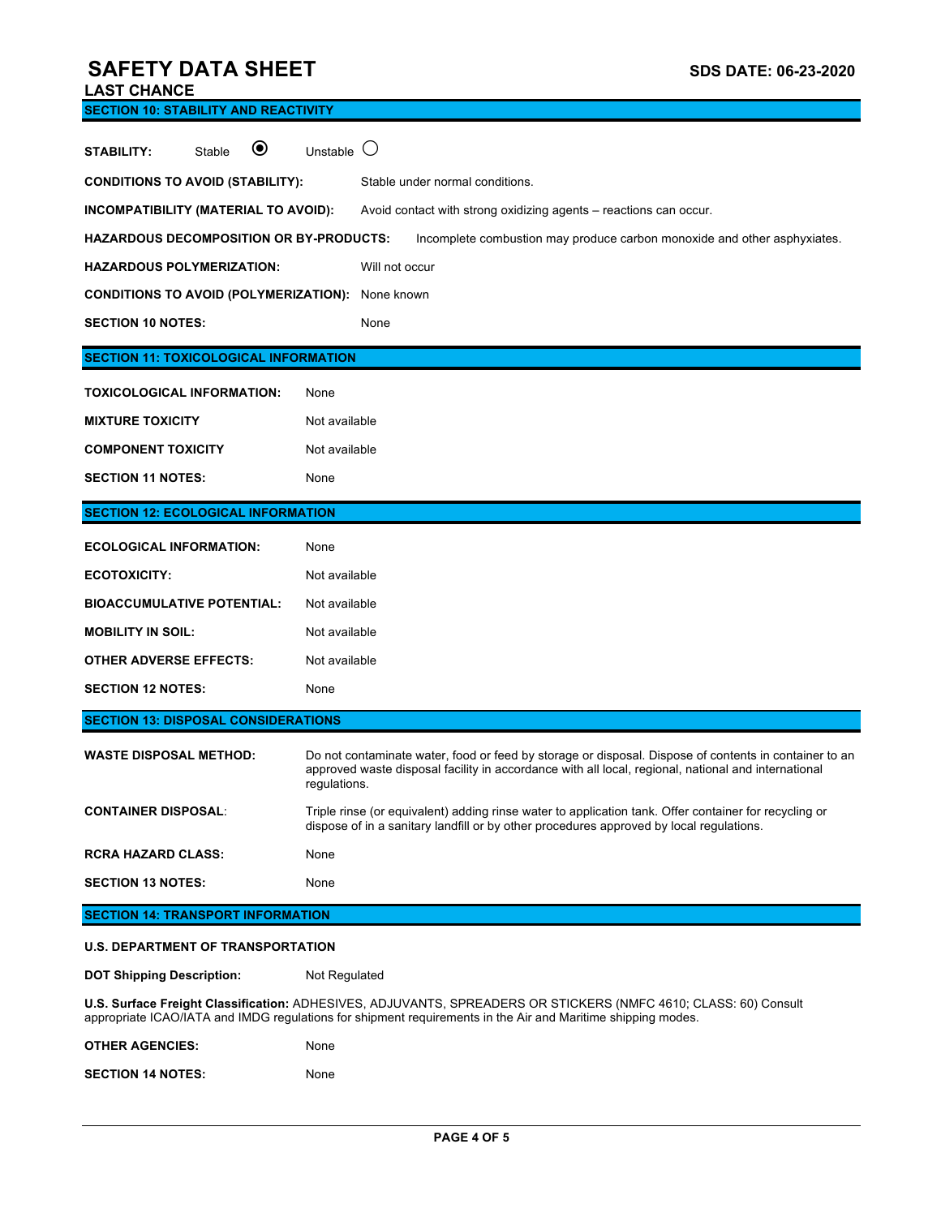# SAFETY DATA SHEET

**SDS DATE: 06-23-2020**

**LAST CHANCE**

## SECTION 10: STABILITY AND REACTIVITY

**STABILITY:** Stable ◉ Unstable ○

**CONDITIONS TO AVOID (STABILITY):** Stable under normal conditions.

**INCOMPATIBILITY (MATERIAL TO AVOID):** Avoid contact with strong oxidizing agents – reactions can occur.

**HAZARDOUS DECOMPOSITION OR BY-PRODUCTS:** Incomplete combustion may produce carbon monoxide and other asphyxiates.

**HAZARDOUS POLYMERIZATION:** Will not occur

**CONDITIONS TO AVOID (POLYMERIZATION):** None known

**SECTION 10 NOTES:** None

## SECTION 11: TOXICOLOGICAL INFORMATION

**TOXICOLOGICAL INFORMATION:** None

**MIXTURE TOXICITY** Not available

**COMPONENT TOXICITY** Not available

**SECTION 11 NOTES:** None

## SECTION 12: ECOLOGICAL INFORMATION

**ECOLOGICAL INFORMATION:** None

**ECOTOXICITY:** Not available

**BIOACCUMULATIVE POTENTIAL:** Not available

**MOBILITY IN SOIL:** Not available

**OTHER ADVERSE EFFECTS:** Not available

**SECTION 12 NOTES:** None

## SECTION 13: DISPOSAL CONSIDERATIONS

**WASTE DISPOSAL METHOD:** Do not contaminate water, food or feed by storage or disposal. Dispose of contents in container to an approved waste disposal facility in accordance with all local, regional, national and international regulations.

**CONTAINER DISPOSAL**: Triple rinse (or equivalent) adding rinse water to application tank. Offer container for recycling or dispose of in a sanitary landfill or by other procedures approved by local regulations.

**RCRA HAZARD CLASS:** None

**SECTION 13 NOTES:** None

## SECTION 14: TRANSPORT INFORMATION

**U.S. DEPARTMENT OF TRANSPORTATION**

**DOT Shipping Description:** Not Regulated

**U.S. Surface Freight Classification:** ADHESIVES, ADJUVANTS, SPREADERS OR STICKERS (NMFC 4610; CLASS: 60) Consult appropriate ICAO/IATA and IMDG regulations for shipment requirements in the Air and Maritime shipping modes.

**OTHER AGENCIES:** None

**SECTION 14 NOTES:** None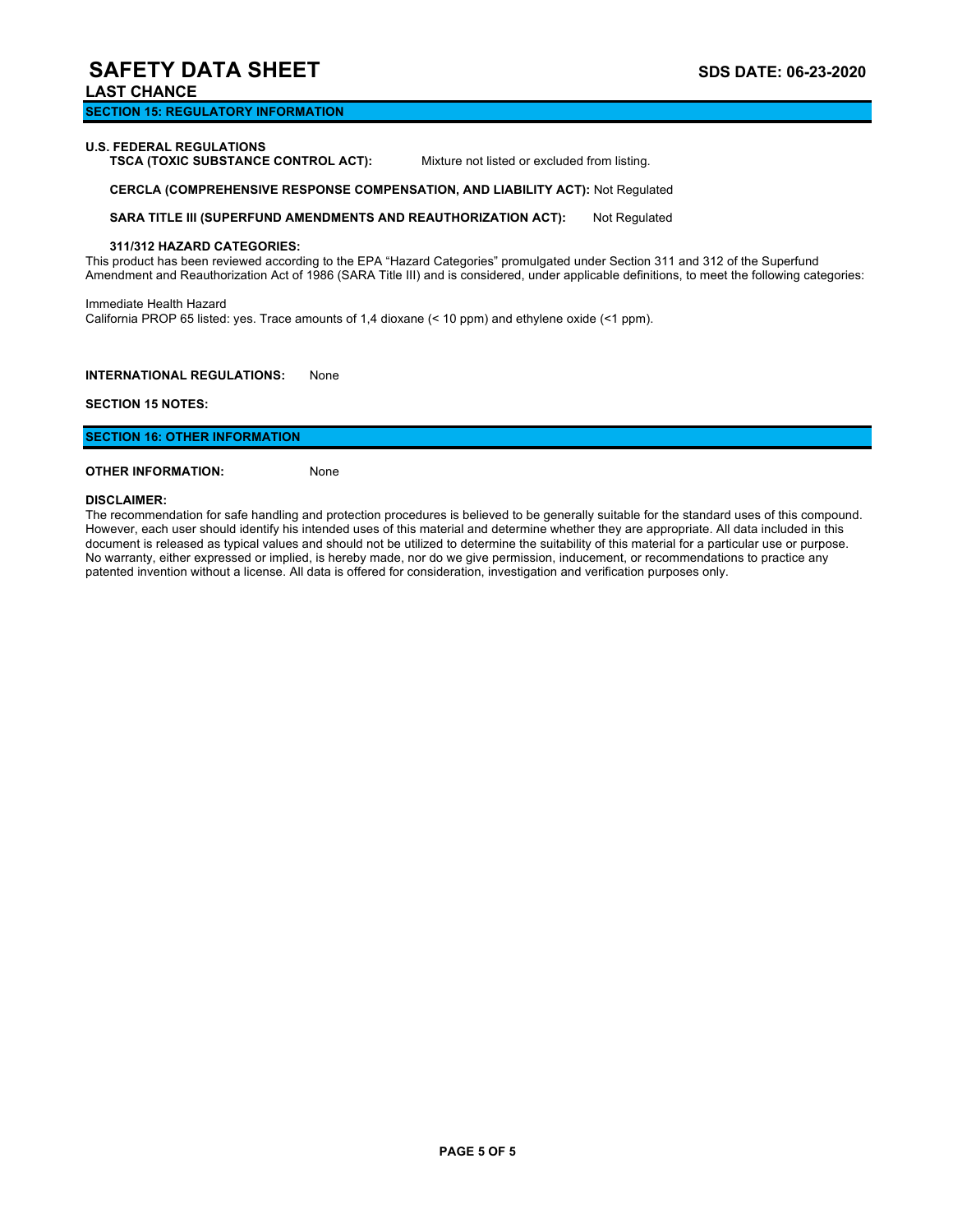# SAFETY DATA SHEET

**SDS DATE: 06-23-2020**

**LAST CHANCE**

## SECTION 15: REGULATORY INFORMATION

**U.S. FEDERAL REGULATIONS**

**TSCA (TOXIC SUBSTANCE CONTROL ACT):** Mixture not listed or excluded from listing.

**CERCLA (COMPREHENSIVE RESPONSE COMPENSATION, AND LIABILITY ACT):** Not Regulated

**SARA TITLE III (SUPERFUND AMENDMENTS AND REAUTHORIZATION ACT):** Not Regulated

**311/312 HAZARD CATEGORIES:**

This product has been reviewed according to the EPA "Hazard Categories" promulgated under Section 311 and 312 of the Superfund Amendment and Reauthorization Act of 1986 (SARA Title III) and is considered, under applicable definitions, to meet the following categories:

Immediate Health Hazard

California PROP 65 listed: yes. Trace amounts of 1,4 dioxane (< 10 ppm) and ethylene oxide (<1 ppm).

**INTERNATIONAL REGULATIONS:** None

**SECTION 15 NOTES:**

## SECTION 16: OTHER INFORMATION

**OTHER INFORMATION:** None

**DISCLAIMER:**

The recommendation for safe handling and protection procedures is believed to be generally suitable for the standard uses of this compound. However, each user should identify his intended uses of this material and determine whether they are appropriate. All data included in this document is released as typical values and should not be utilized to determine the suitability of this material for a particular use or purpose. No warranty, either expressed or implied, is hereby made, nor do we give permission, inducement, or recommendations to practice any patented invention without a license. All data is offered for consideration, investigation and verification purposes only.